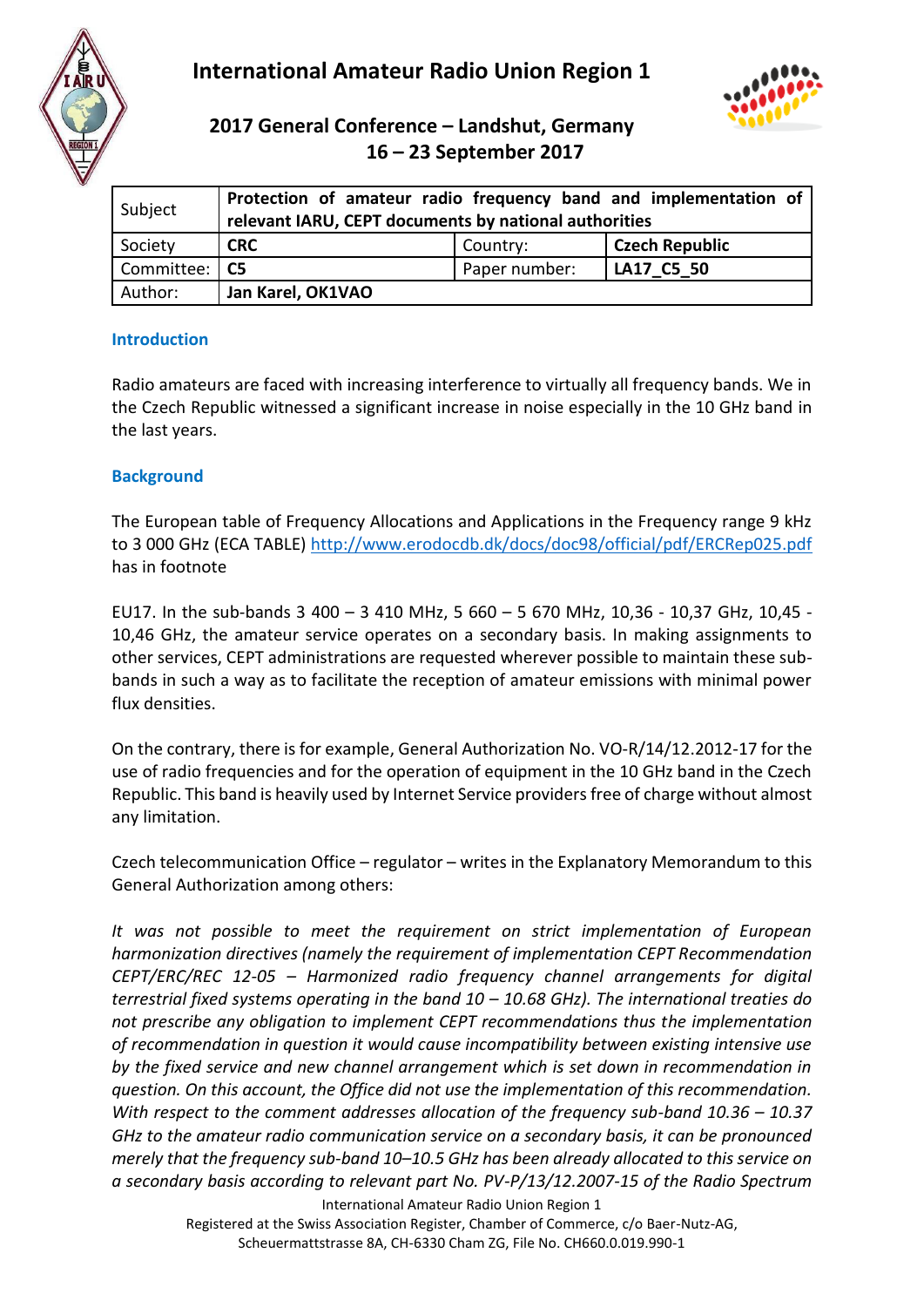# International Amateur Radio Union Region 1

## 2017 General Conference – Landshut, Germany
## 16 – 23 September 2017

| Subject | Protection of amateur radio frequency band and implementation of relevant IARU, CEPT documents by national authorities | | |
|---|---|---|---|
| Society | **CRC** | Country: | **Czech Republic** |
| Committee: | **C5** | Paper number: | **LA17_C5_50** |
| Author: | **Jan Karel, OK1VAO** | | |

### Introduction

Radio amateurs are faced with increasing interference to virtually all frequency bands. We in the Czech Republic witnessed a significant increase in noise especially in the 10 GHz band in the last years.

### Background

The European table of Frequency Allocations and Applications in the Frequency range 9 kHz to 3 000 GHz (ECA TABLE) http://www.erodocdb.dk/docs/doc98/official/pdf/ERCRep025.pdf has in footnote

EU17. In the sub-bands 3 400 – 3 410 MHz, 5 660 – 5 670 MHz, 10,36 - 10,37 GHz, 10,45 - 10,46 GHz, the amateur service operates on a secondary basis. In making assignments to other services, CEPT administrations are requested wherever possible to maintain these sub-bands in such a way as to facilitate the reception of amateur emissions with minimal power flux densities.

On the contrary, there is for example, General Authorization No. VO-R/14/12.2012-17 for the use of radio frequencies and for the operation of equipment in the 10 GHz band in the Czech Republic. This band is heavily used by Internet Service providers free of charge without almost any limitation.

Czech telecommunication Office – regulator – writes in the Explanatory Memorandum to this General Authorization among others:

*It was not possible to meet the requirement on strict implementation of European harmonization directives (namely the requirement of implementation CEPT Recommendation CEPT/ERC/REC 12-05 – Harmonized radio frequency channel arrangements for digital terrestrial fixed systems operating in the band 10 – 10.68 GHz). The international treaties do not prescribe any obligation to implement CEPT recommendations thus the implementation of recommendation in question it would cause incompatibility between existing intensive use by the fixed service and new channel arrangement which is set down in recommendation in question. On this account, the Office did not use the implementation of this recommendation. With respect to the comment addresses allocation of the frequency sub-band 10.36 – 10.37 GHz to the amateur radio communication service on a secondary basis, it can be pronounced merely that the frequency sub-band 10–10.5 GHz has been already allocated to this service on a secondary basis according to relevant part No. PV-P/13/12.2007-15 of the Radio Spectrum*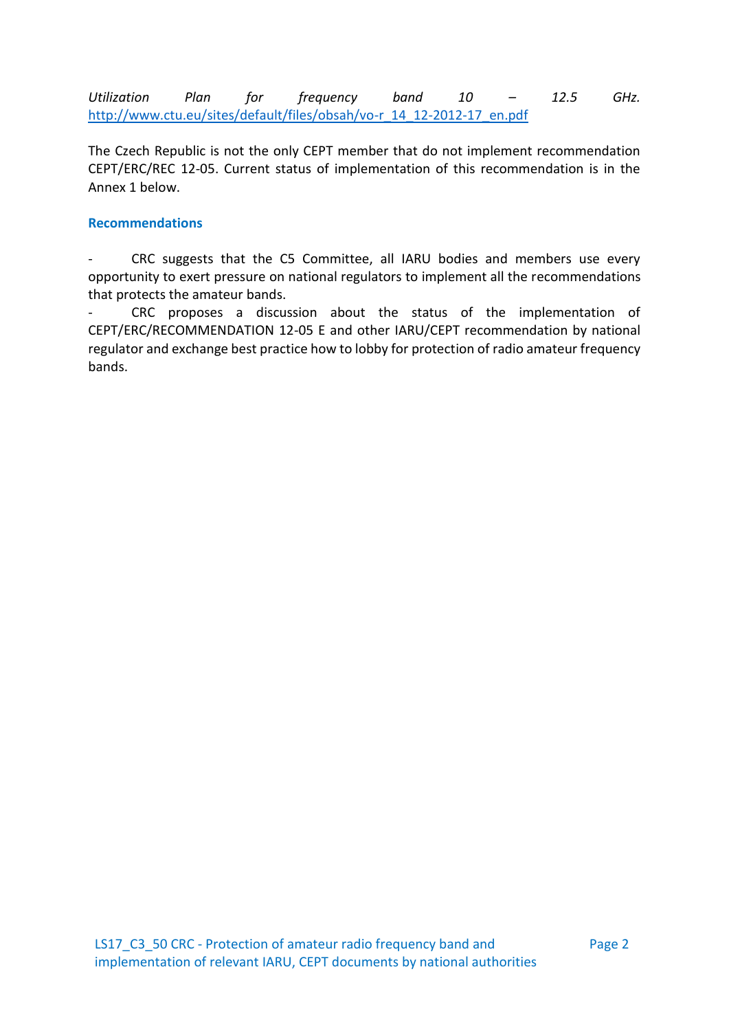*Utilization Plan for frequency band 10 – 12.5 GHz.* [http://www.ctu.eu/sites/default/files/obsah/vo-r_14_12-2012-17_en.pdf](http://www.ctu.eu/sites/default/files/obsah/vo-r_14_12-2012-17_en.pdf)

The Czech Republic is not the only CEPT member that do not implement recommendation CEPT/ERC/REC 12-05. Current status of implementation of this recommendation is in the Annex 1 below.

### Recommendations

- CRC suggests that the C5 Committee, all IARU bodies and members use every opportunity to exert pressure on national regulators to implement all the recommendations that protects the amateur bands.
- CRC proposes a discussion about the status of the implementation of CEPT/ERC/RECOMMENDATION 12-05 E and other IARU/CEPT recommendation by national regulator and exchange best practice how to lobby for protection of radio amateur frequency bands.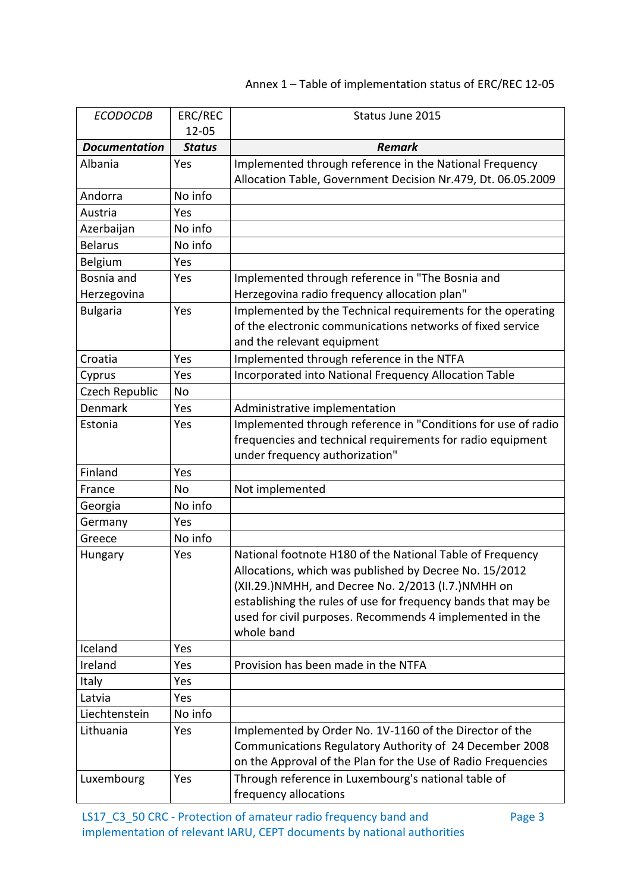Annex 1 – Table of implementation status of ERC/REC 12-05

| *ECODOCDB* | ERC/REC 12-05 | Status June 2015 |
|---|---|---|
| ***Documentation*** | ***Status*** | ***Remark*** |
| Albania | Yes | Implemented through reference in the National Frequency Allocation Table, Government Decision Nr.479, Dt. 06.05.2009 |
| Andorra | No info | |
| Austria | Yes | |
| Azerbaijan | No info | |
| Belarus | No info | |
| Belgium | Yes | |
| Bosnia and Herzegovina | Yes | Implemented through reference in "The Bosnia and Herzegovina radio frequency allocation plan" |
| Bulgaria | Yes | Implemented by the Technical requirements for the operating of the electronic communications networks of fixed service and the relevant equipment |
| Croatia | Yes | Implemented through reference in the NTFA |
| Cyprus | Yes | Incorporated into National Frequency Allocation Table |
| Czech Republic | No | |
| Denmark | Yes | Administrative implementation |
| Estonia | Yes | Implemented through reference in "Conditions for use of radio frequencies and technical requirements for radio equipment under frequency authorization" |
| Finland | Yes | |
| France | No | Not implemented |
| Georgia | No info | |
| Germany | Yes | |
| Greece | No info | |
| Hungary | Yes | National footnote H180 of the National Table of Frequency Allocations, which was published by Decree No. 15/2012 (XII.29.)NMHH, and Decree No. 2/2013 (I.7.)NMHH on establishing the rules of use for frequency bands that may be used for civil purposes. Recommends 4 implemented in the whole band |
| Iceland | Yes | |
| Ireland | Yes | Provision has been made in the NTFA |
| Italy | Yes | |
| Latvia | Yes | |
| Liechtenstein | No info | |
| Lithuania | Yes | Implemented by Order No. 1V-1160 of the Director of the Communications Regulatory Authority of 24 December 2008 on the Approval of the Plan for the Use of Radio Frequencies |
| Luxembourg | Yes | Through reference in Luxembourg's national table of frequency allocations |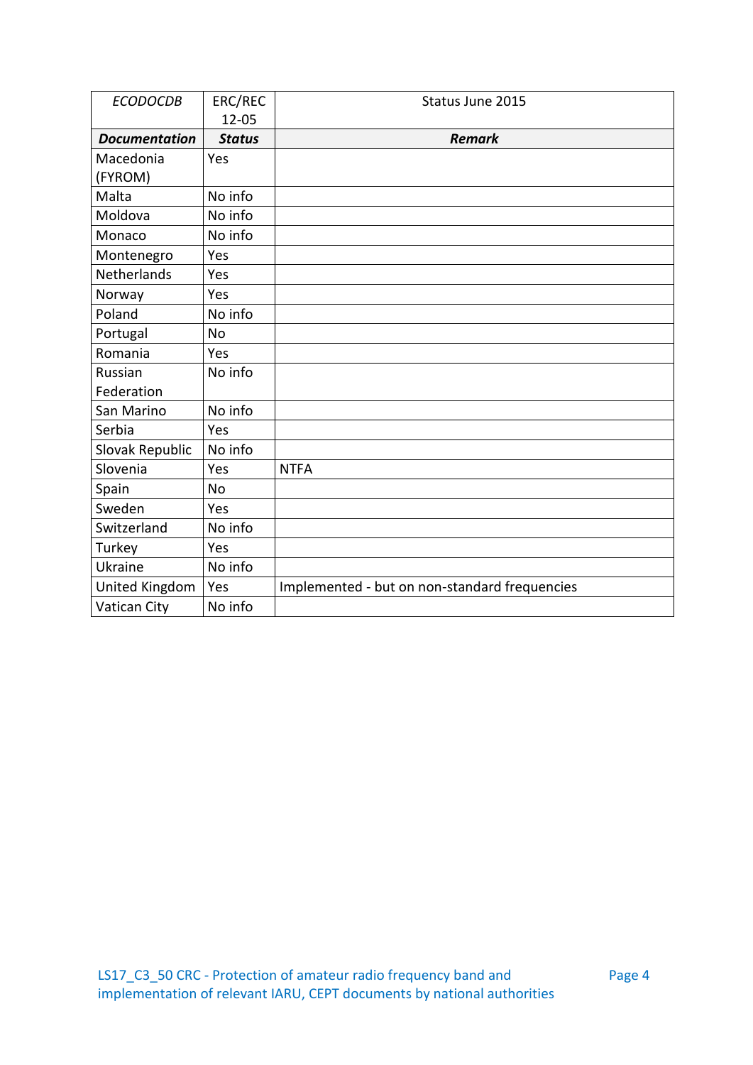| *ECODOCDB* | ERC/REC 12-05 | Status June 2015 |
|---|---|---|
| ***Documentation*** | ***Status*** | ***Remark*** |
| Macedonia (FYROM) | Yes | |
| Malta | No info | |
| Moldova | No info | |
| Monaco | No info | |
| Montenegro | Yes | |
| Netherlands | Yes | |
| Norway | Yes | |
| Poland | No info | |
| Portugal | No | |
| Romania | Yes | |
| Russian Federation | No info | |
| San Marino | No info | |
| Serbia | Yes | |
| Slovak Republic | No info | |
| Slovenia | Yes | NTFA |
| Spain | No | |
| Sweden | Yes | |
| Switzerland | No info | |
| Turkey | Yes | |
| Ukraine | No info | |
| United Kingdom | Yes | Implemented - but on non-standard frequencies |
| Vatican City | No info | |